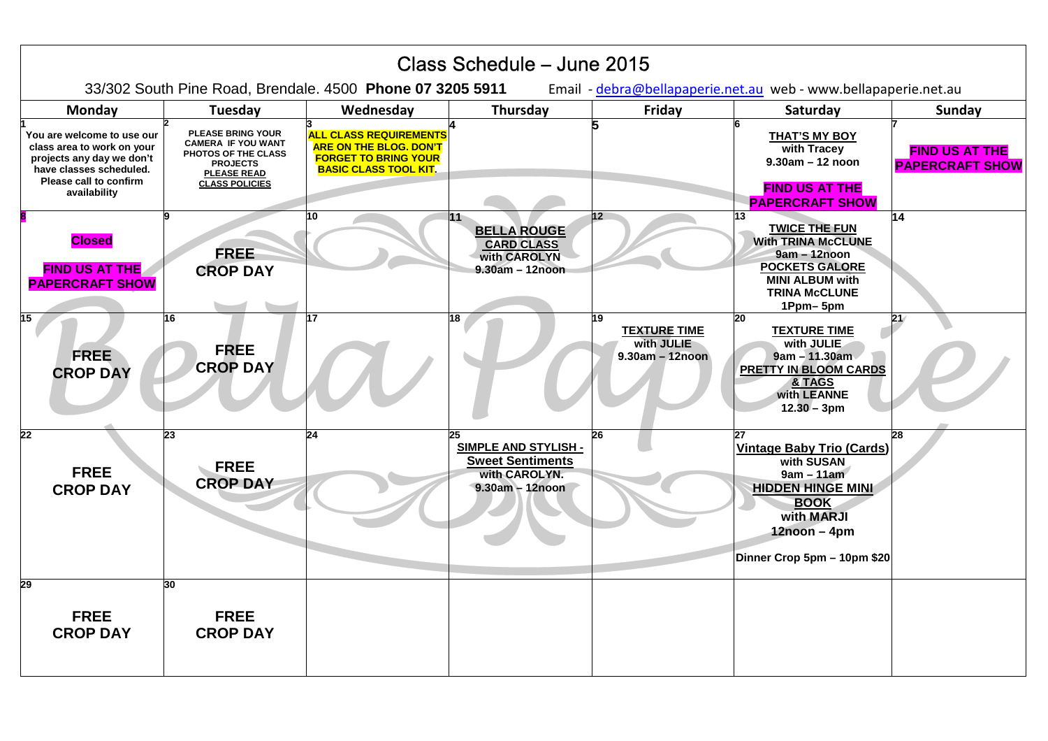# Class Schedule – June 2015

33/302 South Pine Road, Brendale. 4500 **Phone 07 3205 5911** Email - debra@bellapaperie.net.au web - www.bellapaperie.net.au

| Monday | Tuesday | Wednesday | Thursday | Friday | Saturday | Sunday |
|---|---|---|---|---|---|---|
| 1<br>**You are welcome to use our class area to work on your projects any day we don't have classes scheduled. Please call to confirm availability** | 2<br>**PLEASE BRING YOUR CAMERA IF YOU WANT PHOTOS OF THE CLASS PROJECTS**<br>**PLEASE READ CLASS POLICIES** | 3<br>**ALL CLASS REQUIREMENTS ARE ON THE BLOG. DON'T FORGET TO BRING YOUR BASIC CLASS TOOL KIT.** | 4 | 5 | 6<br>**THAT'S MY BOY**<br>**with Tracey**<br>**9.30am – 12 noon**<br>**FIND US AT THE PAPERCRAFT SHOW** | 7<br>**FIND US AT THE PAPERCRAFT SHOW** |
| 8<br>**Closed**<br>**FIND US AT THE PAPERCRAFT SHOW** | 9<br>**FREE CROP DAY** | 10 | 11<br>**BELLA ROUGE CARD CLASS**<br>**with CAROLYN**<br>**9.30am – 12noon** | 12 | 13<br>**TWICE THE FUN**<br>**With TRINA McCLUNE**<br>**9am – 12noon**<br>**POCKETS GALORE MINI ALBUM with TRINA McCLUNE**<br>**1Ppm– 5pm** | 14 |
| 15<br>**FREE CROP DAY** | 16<br>**FREE CROP DAY** | 17 | 18 | 19<br>**TEXTURE TIME**<br>**with JULIE**<br>**9.30am – 12noon** | 20<br>**TEXTURE TIME**<br>**with JULIE**<br>**9am – 11.30am**<br>**PRETTY IN BLOOM CARDS & TAGS**<br>**with LEANNE**<br>**12.30 – 3pm** | 21 |
| 22<br>**FREE CROP DAY** | 23<br>**FREE CROP DAY** | 24 | 25<br>**SIMPLE AND STYLISH - Sweet Sentiments**<br>**with CAROLYN.**<br>**9.30am – 12noon** | 26 | 27<br>**Vintage Baby Trio (Cards)**<br>**with SUSAN**<br>**9am – 11am**<br>**HIDDEN HINGE MINI BOOK**<br>**with MARJI**<br>**12noon – 4pm**<br>**Dinner Crop 5pm – 10pm $20** | 28 |
| 29<br>**FREE CROP DAY** | 30<br>**FREE CROP DAY** | | | | | |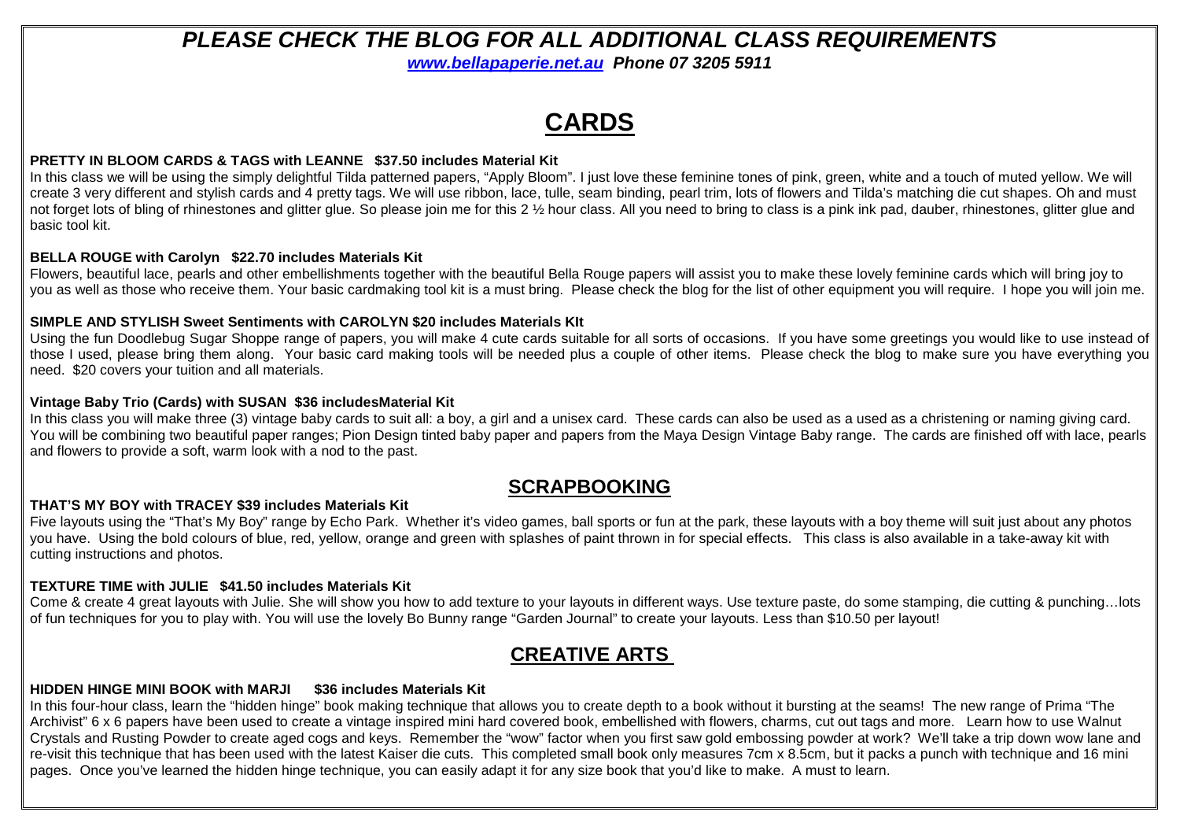# *PLEASE CHECK THE BLOG FOR ALL ADDITIONAL CLASS REQUIREMENTS*

***www.bellapaperie.net.au Phone 07 3205 5911***

## CARDS

**PRETTY IN BLOOM CARDS & TAGS with LEANNE $37.50 includes Material Kit**

In this class we will be using the simply delightful Tilda patterned papers, "Apply Bloom". I just love these feminine tones of pink, green, white and a touch of muted yellow. We will create 3 very different and stylish cards and 4 pretty tags. We will use ribbon, lace, tulle, seam binding, pearl trim, lots of flowers and Tilda's matching die cut shapes. Oh and must not forget lots of bling of rhinestones and glitter glue. So please join me for this 2 ½ hour class. All you need to bring to class is a pink ink pad, dauber, rhinestones, glitter glue and basic tool kit.

**BELLA ROUGE with Carolyn $22.70 includes Materials Kit**

Flowers, beautiful lace, pearls and other embellishments together with the beautiful Bella Rouge papers will assist you to make these lovely feminine cards which will bring joy to you as well as those who receive them. Your basic cardmaking tool kit is a must bring. Please check the blog for the list of other equipment you will require. I hope you will join me.

**SIMPLE AND STYLISH Sweet Sentiments with CAROLYN $20 includes Materials KIt**

Using the fun Doodlebug Sugar Shoppe range of papers, you will make 4 cute cards suitable for all sorts of occasions. If you have some greetings you would like to use instead of those I used, please bring them along. Your basic card making tools will be needed plus a couple of other items. Please check the blog to make sure you have everything you need. $20 covers your tuition and all materials.

**Vintage Baby Trio (Cards) with SUSAN $36 includesMaterial Kit**

In this class you will make three (3) vintage baby cards to suit all: a boy, a girl and a unisex card. These cards can also be used as a used as a christening or naming giving card. You will be combining two beautiful paper ranges; Pion Design tinted baby paper and papers from the Maya Design Vintage Baby range. The cards are finished off with lace, pearls and flowers to provide a soft, warm look with a nod to the past.

## SCRAPBOOKING

**THAT'S MY BOY with TRACEY $39 includes Materials Kit**

Five layouts using the "That's My Boy" range by Echo Park. Whether it's video games, ball sports or fun at the park, these layouts with a boy theme will suit just about any photos you have. Using the bold colours of blue, red, yellow, orange and green with splashes of paint thrown in for special effects. This class is also available in a take-away kit with cutting instructions and photos.

**TEXTURE TIME with JULIE $41.50 includes Materials Kit**

Come & create 4 great layouts with Julie. She will show you how to add texture to your layouts in different ways. Use texture paste, do some stamping, die cutting & punching…lots of fun techniques for you to play with. You will use the lovely Bo Bunny range "Garden Journal" to create your layouts. Less than $10.50 per layout!

## CREATIVE ARTS

**HIDDEN HINGE MINI BOOK with MARJI $36 includes Materials Kit**

In this four-hour class, learn the "hidden hinge" book making technique that allows you to create depth to a book without it bursting at the seams! The new range of Prima "The Archivist" 6 x 6 papers have been used to create a vintage inspired mini hard covered book, embellished with flowers, charms, cut out tags and more. Learn how to use Walnut Crystals and Rusting Powder to create aged cogs and keys. Remember the "wow" factor when you first saw gold embossing powder at work? We'll take a trip down wow lane and re-visit this technique that has been used with the latest Kaiser die cuts. This completed small book only measures 7cm x 8.5cm, but it packs a punch with technique and 16 mini pages. Once you've learned the hidden hinge technique, you can easily adapt it for any size book that you'd like to make. A must to learn.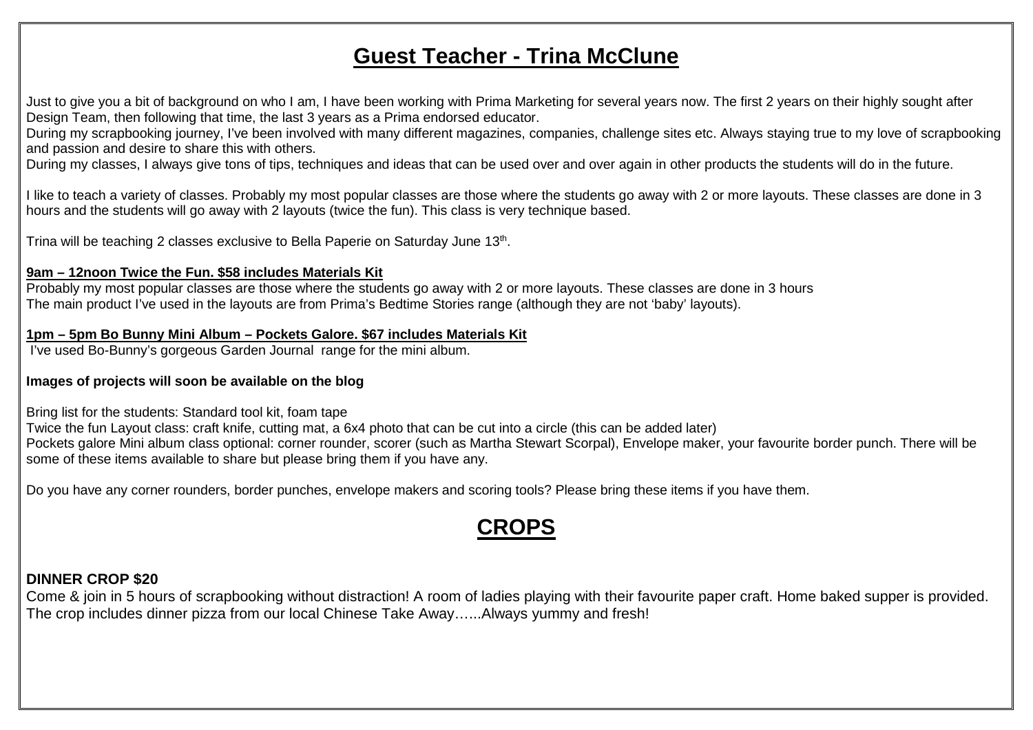# Guest Teacher - Trina McClune

Just to give you a bit of background on who I am, I have been working with Prima Marketing for several years now. The first 2 years on their highly sought after Design Team, then following that time, the last 3 years as a Prima endorsed educator.
During my scrapbooking journey, I've been involved with many different magazines, companies, challenge sites etc. Always staying true to my love of scrapbooking and passion and desire to share this with others.
During my classes, I always give tons of tips, techniques and ideas that can be used over and over again in other products the students will do in the future.

I like to teach a variety of classes. Probably my most popular classes are those where the students go away with 2 or more layouts. These classes are done in 3 hours and the students will go away with 2 layouts (twice the fun). This class is very technique based.

Trina will be teaching 2 classes exclusive to Bella Paperie on Saturday June 13th.

**9am – 12noon Twice the Fun. $58 includes Materials Kit**
Probably my most popular classes are those where the students go away with 2 or more layouts. These classes are done in 3 hours
The main product I've used in the layouts are from Prima's Bedtime Stories range (although they are not 'baby' layouts).

**1pm – 5pm Bo Bunny Mini Album – Pockets Galore. $67 includes Materials Kit**
I've used Bo-Bunny's gorgeous Garden Journal range for the mini album.

**Images of projects will soon be available on the blog**

Bring list for the students: Standard tool kit, foam tape
Twice the fun Layout class: craft knife, cutting mat, a 6x4 photo that can be cut into a circle (this can be added later)
Pockets galore Mini album class optional: corner rounder, scorer (such as Martha Stewart Scorpal), Envelope maker, your favourite border punch. There will be some of these items available to share but please bring them if you have any.

Do you have any corner rounders, border punches, envelope makers and scoring tools? Please bring these items if you have them.

# CROPS

**DINNER CROP $20**
Come & join in 5 hours of scrapbooking without distraction! A room of ladies playing with their favourite paper craft. Home baked supper is provided. The crop includes dinner pizza from our local Chinese Take Away…...Always yummy and fresh!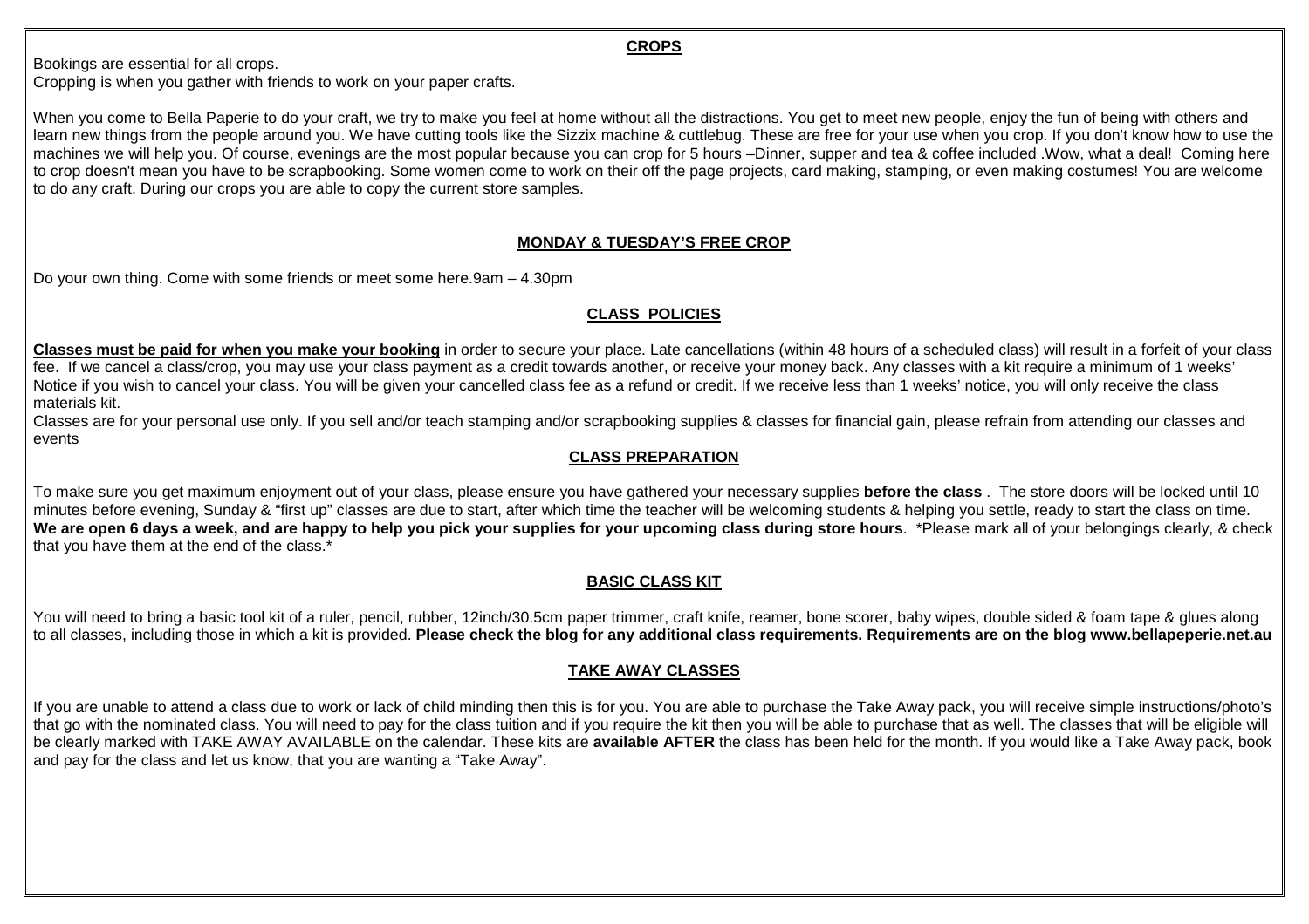## CROPS

Bookings are essential for all crops.
Cropping is when you gather with friends to work on your paper crafts.

When you come to Bella Paperie to do your craft, we try to make you feel at home without all the distractions. You get to meet new people, enjoy the fun of being with others and learn new things from the people around you. We have cutting tools like the Sizzix machine & cuttlebug. These are free for your use when you crop. If you don't know how to use the machines we will help you. Of course, evenings are the most popular because you can crop for 5 hours –Dinner, supper and tea & coffee included .Wow, what a deal! Coming here to crop doesn't mean you have to be scrapbooking. Some women come to work on their off the page projects, card making, stamping, or even making costumes! You are welcome to do any craft. During our crops you are able to copy the current store samples.

## MONDAY & TUESDAY'S FREE CROP

Do your own thing. Come with some friends or meet some here.9am – 4.30pm

## CLASS POLICIES

**Classes must be paid for when you make your booking** in order to secure your place. Late cancellations (within 48 hours of a scheduled class) will result in a forfeit of your class fee. If we cancel a class/crop, you may use your class payment as a credit towards another, or receive your money back. Any classes with a kit require a minimum of 1 weeks' Notice if you wish to cancel your class. You will be given your cancelled class fee as a refund or credit. If we receive less than 1 weeks' notice, you will only receive the class materials kit.

Classes are for your personal use only. If you sell and/or teach stamping and/or scrapbooking supplies & classes for financial gain, please refrain from attending our classes and events

## CLASS PREPARATION

To make sure you get maximum enjoyment out of your class, please ensure you have gathered your necessary supplies **before the class** . The store doors will be locked until 10 minutes before evening, Sunday & "first up" classes are due to start, after which time the teacher will be welcoming students & helping you settle, ready to start the class on time. **We are open 6 days a week, and are happy to help you pick your supplies for your upcoming class during store hours**. *Please mark all of your belongings clearly, & check that you have them at the end of the class.*

## BASIC CLASS KIT

You will need to bring a basic tool kit of a ruler, pencil, rubber, 12inch/30.5cm paper trimmer, craft knife, reamer, bone scorer, baby wipes, double sided & foam tape & glues along to all classes, including those in which a kit is provided. **Please check the blog for any additional class requirements. Requirements are on the blog www.bellapeperie.net.au**

## TAKE AWAY CLASSES

If you are unable to attend a class due to work or lack of child minding then this is for you. You are able to purchase the Take Away pack, you will receive simple instructions/photo's that go with the nominated class. You will need to pay for the class tuition and if you require the kit then you will be able to purchase that as well. The classes that will be eligible will be clearly marked with TAKE AWAY AVAILABLE on the calendar. These kits are **available AFTER** the class has been held for the month. If you would like a Take Away pack, book and pay for the class and let us know, that you are wanting a "Take Away".